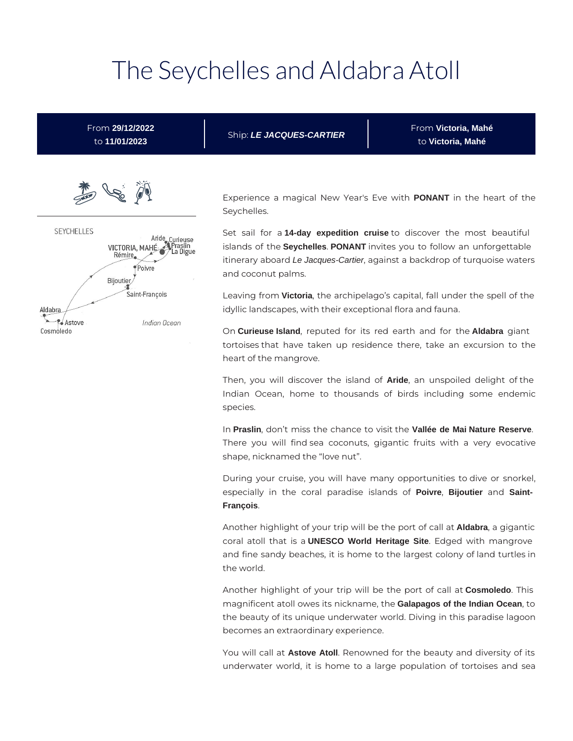# The Seychelles and Aldabra Atoll

From **29/12/2022** to **11/01/2023**

Ship: ***LE JACQUES-CARTIER***

From **Victoria, Mahé** to **Victoria, Mahé**

SEYCHELLES

Aride, Curieuse, VICTORIA, MAHÉ, Praslin, La Digue, Rémire, Poivre, Bijoutier, Saint-François, Aldabra, Astove, Cosmoledo, Indian Ocean

Experience a magical New Year's Eve with **PONANT** in the heart of the Seychelles.

Set sail for a **14-day expedition cruise** to discover the most beautiful islands of the **Seychelles**. **PONANT** invites you to follow an unforgettable itinerary aboard *Le Jacques-Cartier*, against a backdrop of turquoise waters and coconut palms.

Leaving from **Victoria**, the archipelago's capital, fall under the spell of the idyllic landscapes, with their exceptional flora and fauna.

On **Curieuse Island**, reputed for its red earth and for the **Aldabra** giant tortoises that have taken up residence there, take an excursion to the heart of the mangrove.

Then, you will discover the island of **Aride**, an unspoiled delight of the Indian Ocean, home to thousands of birds including some endemic species.

In **Praslin**, don't miss the chance to visit the **Vallée de Mai Nature Reserve**. There you will find sea coconuts, gigantic fruits with a very evocative shape, nicknamed the "love nut".

During your cruise, you will have many opportunities to dive or snorkel, especially in the coral paradise islands of **Poivre**, **Bijoutier** and **Saint-François**.

Another highlight of your trip will be the port of call at **Aldabra**, a gigantic coral atoll that is a **UNESCO World Heritage Site**. Edged with mangrove and fine sandy beaches, it is home to the largest colony of land turtles in the world.

Another highlight of your trip will be the port of call at **Cosmoledo**. This magnificent atoll owes its nickname, the **Galapagos of the Indian Ocean**, to the beauty of its unique underwater world. Diving in this paradise lagoon becomes an extraordinary experience.

You will call at **Astove Atoll**. Renowned for the beauty and diversity of its underwater world, it is home to a large population of tortoises and sea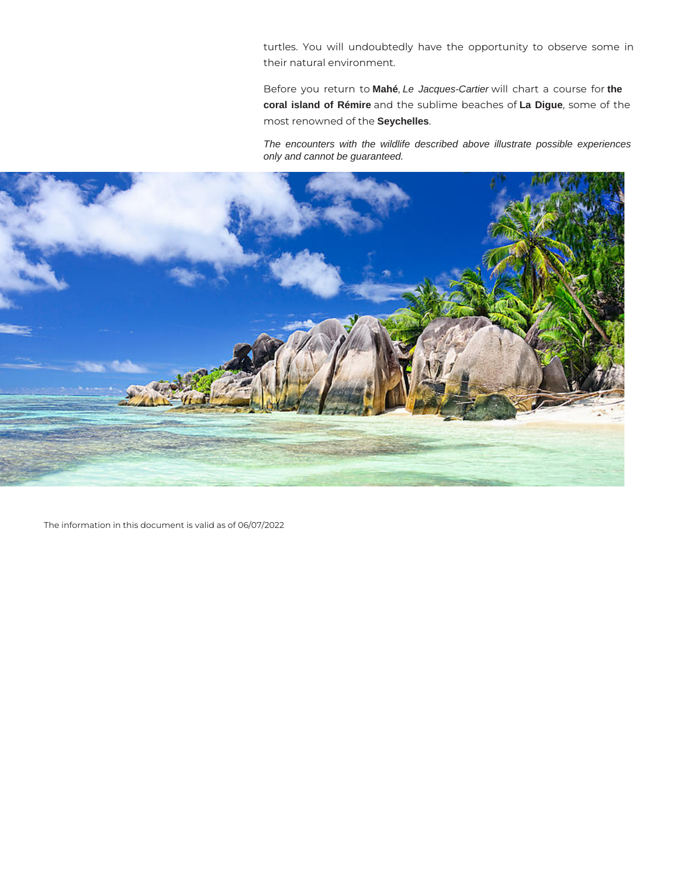turtles. You will undoubtedly have the opportunity to observe some in their natural environment.

Before you return to **Mahé**, *Le Jacques-Cartier* will chart a course for **the coral island of Rémire** and the sublime beaches of **La Digue**, some of the most renowned of the **Seychelles**.

*The encounters with the wildlife described above illustrate possible experiences only and cannot be guaranteed.*

The information in this document is valid as of 06/07/2022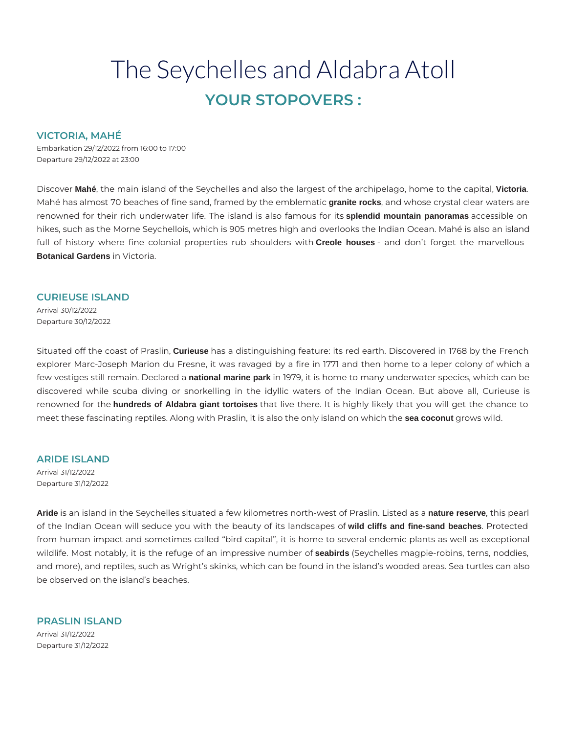# The Seychelles and Aldabra Atoll

## YOUR STOPOVERS :

### VICTORIA, MAHÉ

Embarkation 29/12/2022 from 16:00 to 17:00
Departure 29/12/2022 at 23:00

Discover **Mahé**, the main island of the Seychelles and also the largest of the archipelago, home to the capital, **Victoria**. Mahé has almost 70 beaches of fine sand, framed by the emblematic **granite rocks**, and whose crystal clear waters are renowned for their rich underwater life. The island is also famous for its **splendid mountain panoramas** accessible on hikes, such as the Morne Seychellois, which is 905 metres high and overlooks the Indian Ocean. Mahé is also an island full of history where fine colonial properties rub shoulders with **Creole houses** - and don't forget the marvellous **Botanical Gardens** in Victoria.

### CURIEUSE ISLAND

Arrival 30/12/2022
Departure 30/12/2022

Situated off the coast of Praslin, **Curieuse** has a distinguishing feature: its red earth. Discovered in 1768 by the French explorer Marc-Joseph Marion du Fresne, it was ravaged by a fire in 1771 and then home to a leper colony of which a few vestiges still remain. Declared a **national marine park** in 1979, it is home to many underwater species, which can be discovered while scuba diving or snorkelling in the idyllic waters of the Indian Ocean. But above all, Curieuse is renowned for the **hundreds of Aldabra giant tortoises** that live there. It is highly likely that you will get the chance to meet these fascinating reptiles. Along with Praslin, it is also the only island on which the **sea coconut** grows wild.

### ARIDE ISLAND

Arrival 31/12/2022
Departure 31/12/2022

**Aride** is an island in the Seychelles situated a few kilometres north-west of Praslin. Listed as a **nature reserve**, this pearl of the Indian Ocean will seduce you with the beauty of its landscapes of **wild cliffs and fine-sand beaches**. Protected from human impact and sometimes called "bird capital", it is home to several endemic plants as well as exceptional wildlife. Most notably, it is the refuge of an impressive number of **seabirds** (Seychelles magpie-robins, terns, noddies, and more), and reptiles, such as Wright's skinks, which can be found in the island's wooded areas. Sea turtles can also be observed on the island's beaches.

### PRASLIN ISLAND

Arrival 31/12/2022
Departure 31/12/2022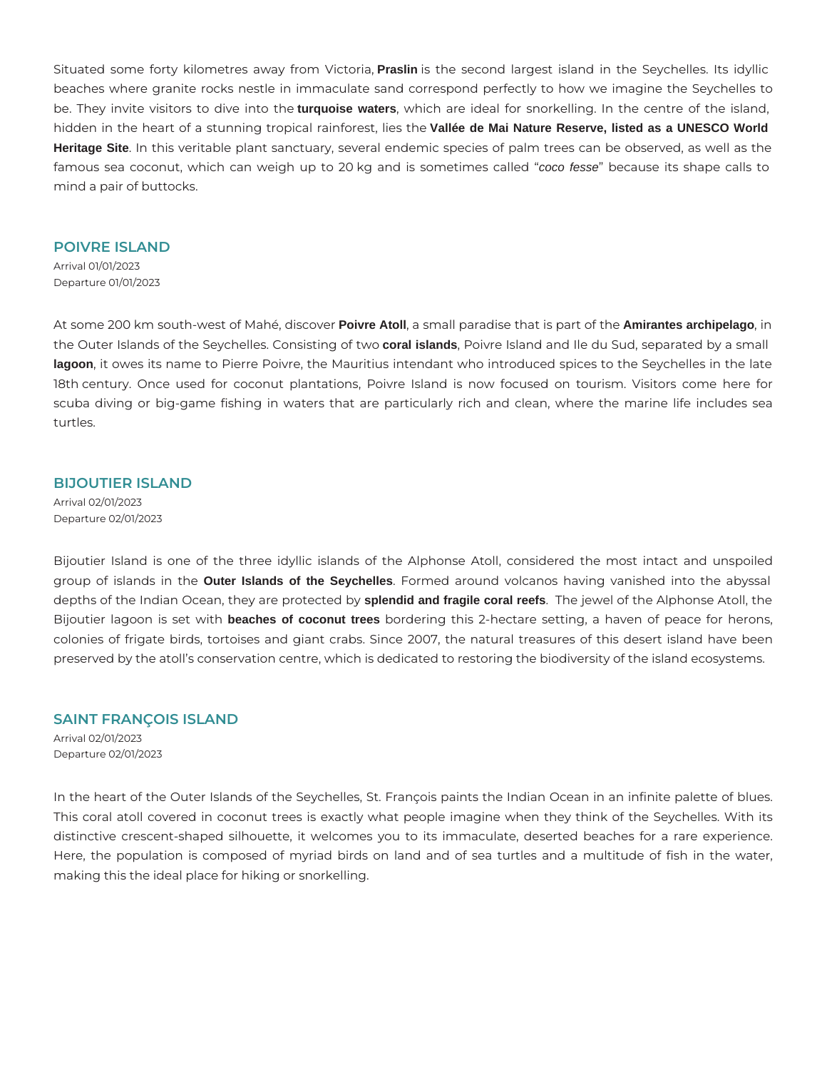Situated some forty kilometres away from Victoria, **Praslin** is the second largest island in the Seychelles. Its idyllic beaches where granite rocks nestle in immaculate sand correspond perfectly to how we imagine the Seychelles to be. They invite visitors to dive into the **turquoise waters**, which are ideal for snorkelling. In the centre of the island, hidden in the heart of a stunning tropical rainforest, lies the **Vallée de Mai Nature Reserve, listed as a UNESCO World Heritage Site**. In this veritable plant sanctuary, several endemic species of palm trees can be observed, as well as the famous sea coconut, which can weigh up to 20 kg and is sometimes called "*coco fesse*" because its shape calls to mind a pair of buttocks.

## POIVRE ISLAND

Arrival 01/01/2023
Departure 01/01/2023

At some 200 km south-west of Mahé, discover **Poivre Atoll**, a small paradise that is part of the **Amirantes archipelago**, in the Outer Islands of the Seychelles. Consisting of two **coral islands**, Poivre Island and Ile du Sud, separated by a small **lagoon**, it owes its name to Pierre Poivre, the Mauritius intendant who introduced spices to the Seychelles in the late 18th century. Once used for coconut plantations, Poivre Island is now focused on tourism. Visitors come here for scuba diving or big-game fishing in waters that are particularly rich and clean, where the marine life includes sea turtles.

## BIJOUTIER ISLAND

Arrival 02/01/2023
Departure 02/01/2023

Bijoutier Island is one of the three idyllic islands of the Alphonse Atoll, considered the most intact and unspoiled group of islands in the **Outer Islands of the Seychelles**. Formed around volcanos having vanished into the abyssal depths of the Indian Ocean, they are protected by **splendid and fragile coral reefs**. The jewel of the Alphonse Atoll, the Bijoutier lagoon is set with **beaches of coconut trees** bordering this 2-hectare setting, a haven of peace for herons, colonies of frigate birds, tortoises and giant crabs. Since 2007, the natural treasures of this desert island have been preserved by the atoll's conservation centre, which is dedicated to restoring the biodiversity of the island ecosystems.

## SAINT FRANÇOIS ISLAND

Arrival 02/01/2023
Departure 02/01/2023

In the heart of the Outer Islands of the Seychelles, St. François paints the Indian Ocean in an infinite palette of blues. This coral atoll covered in coconut trees is exactly what people imagine when they think of the Seychelles. With its distinctive crescent-shaped silhouette, it welcomes you to its immaculate, deserted beaches for a rare experience. Here, the population is composed of myriad birds on land and of sea turtles and a multitude of fish in the water, making this the ideal place for hiking or snorkelling.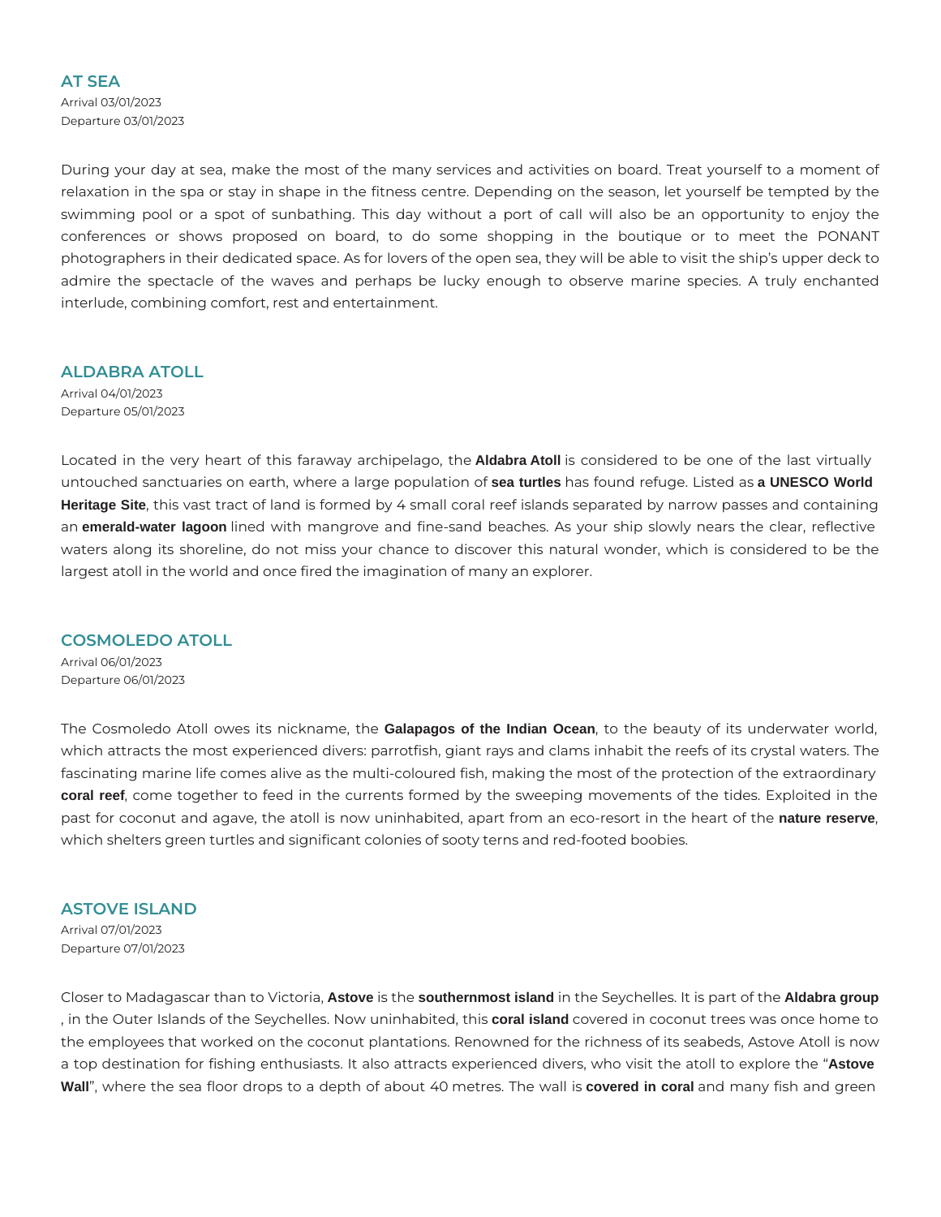## AT SEA

Arrival 03/01/2023
Departure 03/01/2023

During your day at sea, make the most of the many services and activities on board. Treat yourself to a moment of relaxation in the spa or stay in shape in the fitness centre. Depending on the season, let yourself be tempted by the swimming pool or a spot of sunbathing. This day without a port of call will also be an opportunity to enjoy the conferences or shows proposed on board, to do some shopping in the boutique or to meet the PONANT photographers in their dedicated space. As for lovers of the open sea, they will be able to visit the ship's upper deck to admire the spectacle of the waves and perhaps be lucky enough to observe marine species. A truly enchanted interlude, combining comfort, rest and entertainment.

## ALDABRA ATOLL

Arrival 04/01/2023
Departure 05/01/2023

Located in the very heart of this faraway archipelago, the **Aldabra Atoll** is considered to be one of the last virtually untouched sanctuaries on earth, where a large population of **sea turtles** has found refuge. Listed as **a UNESCO World Heritage Site**, this vast tract of land is formed by 4 small coral reef islands separated by narrow passes and containing an **emerald-water lagoon** lined with mangrove and fine-sand beaches. As your ship slowly nears the clear, reflective waters along its shoreline, do not miss your chance to discover this natural wonder, which is considered to be the largest atoll in the world and once fired the imagination of many an explorer.

## COSMOLEDO ATOLL

Arrival 06/01/2023
Departure 06/01/2023

The Cosmoledo Atoll owes its nickname, the **Galapagos of the Indian Ocean**, to the beauty of its underwater world, which attracts the most experienced divers: parrotfish, giant rays and clams inhabit the reefs of its crystal waters. The fascinating marine life comes alive as the multi-coloured fish, making the most of the protection of the extraordinary **coral reef**, come together to feed in the currents formed by the sweeping movements of the tides. Exploited in the past for coconut and agave, the atoll is now uninhabited, apart from an eco-resort in the heart of the **nature reserve**, which shelters green turtles and significant colonies of sooty terns and red-footed boobies.

## ASTOVE ISLAND

Arrival 07/01/2023
Departure 07/01/2023

Closer to Madagascar than to Victoria, **Astove** is the **southernmost island** in the Seychelles. It is part of the **Aldabra group**, in the Outer Islands of the Seychelles. Now uninhabited, this **coral island** covered in coconut trees was once home to the employees that worked on the coconut plantations. Renowned for the richness of its seabeds, Astove Atoll is now a top destination for fishing enthusiasts. It also attracts experienced divers, who visit the atoll to explore the "**Astove Wall**", where the sea floor drops to a depth of about 40 metres. The wall is **covered in coral** and many fish and green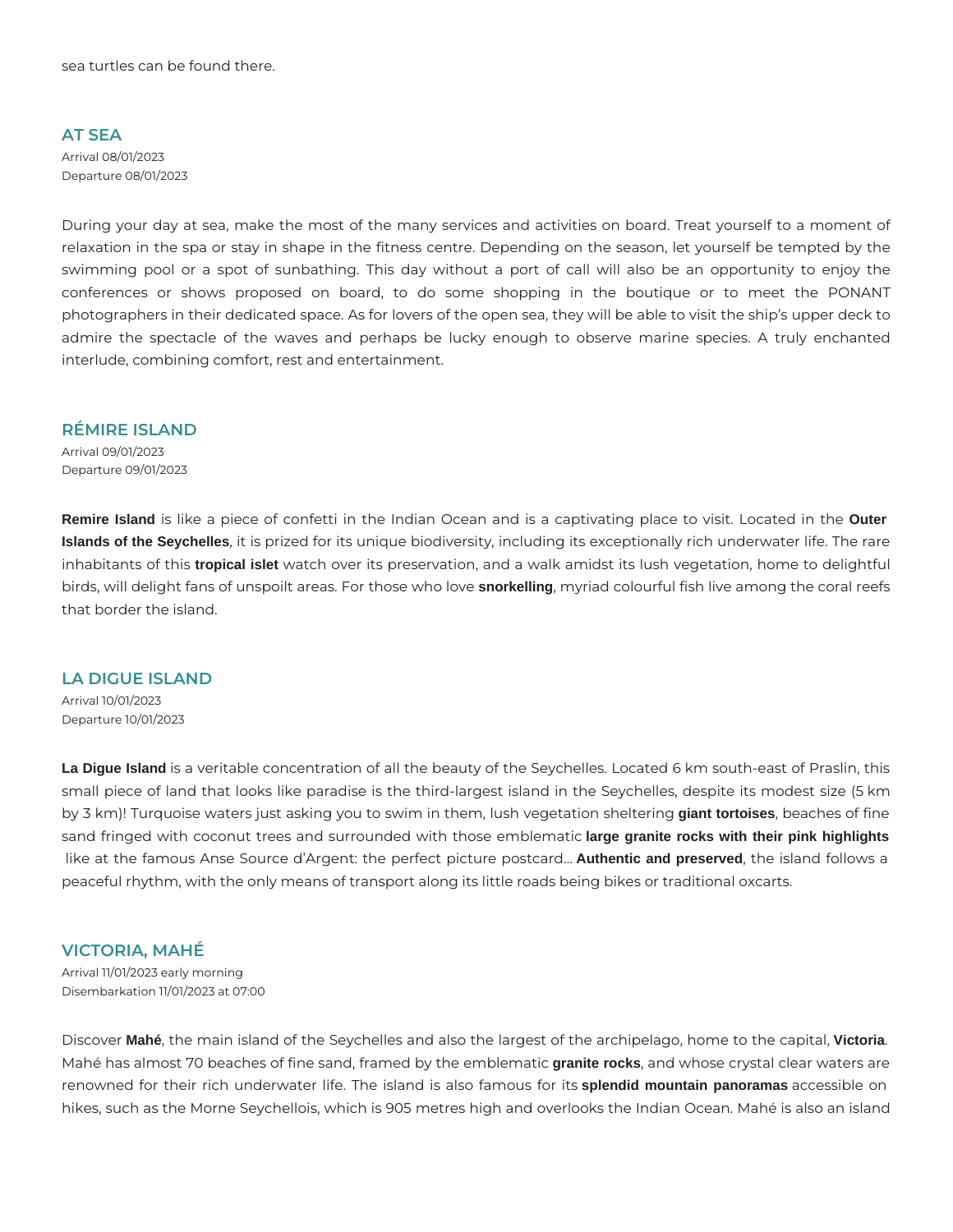sea turtles can be found there.

## AT SEA

Arrival 08/01/2023
Departure 08/01/2023

During your day at sea, make the most of the many services and activities on board. Treat yourself to a moment of relaxation in the spa or stay in shape in the fitness centre. Depending on the season, let yourself be tempted by the swimming pool or a spot of sunbathing. This day without a port of call will also be an opportunity to enjoy the conferences or shows proposed on board, to do some shopping in the boutique or to meet the PONANT photographers in their dedicated space. As for lovers of the open sea, they will be able to visit the ship's upper deck to admire the spectacle of the waves and perhaps be lucky enough to observe marine species. A truly enchanted interlude, combining comfort, rest and entertainment.

## RÉMIRE ISLAND

Arrival 09/01/2023
Departure 09/01/2023

**Remire Island** is like a piece of confetti in the Indian Ocean and is a captivating place to visit. Located in the **Outer Islands of the Seychelles**, it is prized for its unique biodiversity, including its exceptionally rich underwater life. The rare inhabitants of this **tropical islet** watch over its preservation, and a walk amidst its lush vegetation, home to delightful birds, will delight fans of unspoilt areas. For those who love **snorkelling**, myriad colourful fish live among the coral reefs that border the island.

## LA DIGUE ISLAND

Arrival 10/01/2023
Departure 10/01/2023

**La Digue Island** is a veritable concentration of all the beauty of the Seychelles. Located 6 km south-east of Praslin, this small piece of land that looks like paradise is the third-largest island in the Seychelles, despite its modest size (5 km by 3 km)! Turquoise waters just asking you to swim in them, lush vegetation sheltering **giant tortoises**, beaches of fine sand fringed with coconut trees and surrounded with those emblematic **large granite rocks with their pink highlights** like at the famous Anse Source d'Argent: the perfect picture postcard... **Authentic and preserved**, the island follows a peaceful rhythm, with the only means of transport along its little roads being bikes or traditional oxcarts.

## VICTORIA, MAHÉ

Arrival 11/01/2023 early morning
Disembarkation 11/01/2023 at 07:00

Discover **Mahé**, the main island of the Seychelles and also the largest of the archipelago, home to the capital, **Victoria**. Mahé has almost 70 beaches of fine sand, framed by the emblematic **granite rocks**, and whose crystal clear waters are renowned for their rich underwater life. The island is also famous for its **splendid mountain panoramas** accessible on hikes, such as the Morne Seychellois, which is 905 metres high and overlooks the Indian Ocean. Mahé is also an island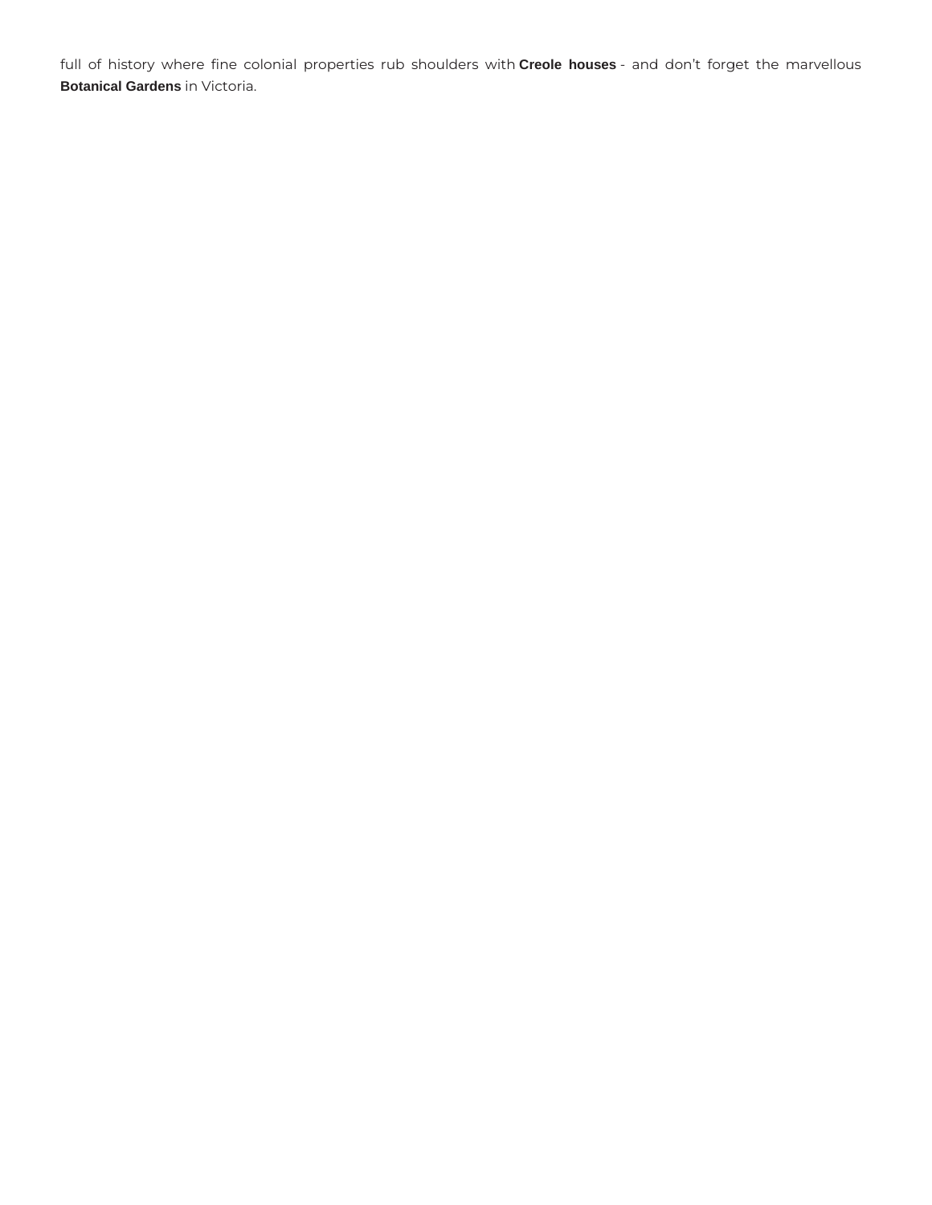full of history where fine colonial properties rub shoulders with **Creole houses** - and don’t forget the marvellous **Botanical Gardens** in Victoria.